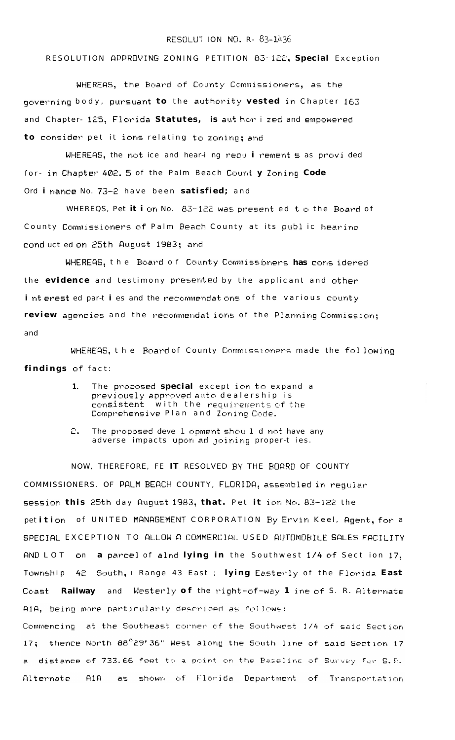RESOLUTION NO. R- 83-1436

RESOLUTION APPROVING ZONING PETITION 83-122, Special Exception

WHEREAS, the Board of County Commissioners, as the governing body, pursuant to the authority vested in Chapter 163 and Chapter 125, Florida Statutes, is authorized and empowered to consider petitions relating to zoning; and

WHEREAS, the notice and hearing requirements as provided for in Chapter 402.5 of the Palm Beach County Zoning Code Ordinance No. 73-2 have been satisfied; and

WHEREAS, Petition No. 83-122 was presented to the Board of County Commissioners of Palm Beach County at its public hearing conducted on 25th August 1983; and

WHEREAS, the Board of County Commissioners has considered the evidence and testimony presented by the applicant and other interested parties and the recommendations of the various county review agencies and the recommendations of the Planning Commission; and

WHEREAS, the Board of County Commissioners made the following findings of fact:

1. The proposed special exception to expand a previously approved auto dealership is consistent with the requirements of the Comprehensive Plan and Zoning Code.

2. The proposed development should not have any adverse impacts upon adjoining properties.

NOW, THEREFORE, BE IT RESOLVED BY THE BOARD OF COUNTY COMMISSIONERS OF PALM BEACH COUNTY, FLORIDA, assembled in regular session this 25th day August 1983, that. Petition No. 83-122 the petition of UNITED MANAGEMENT CORPORATION By Ervin Keel, Agent, for a SPECIAL EXCEPTION TO ALLOW A COMMERCIAL USED AUTOMOBILE SALES FACILITY AND LOT on a parcel of land lying in the Southwest 1/4 of Section 17, Township 42 South, Range 43 East ; lying Easterly of the Florida East Coast Railway and Westerly of the right-of-way line of S. R. Alternate A1A, being more particularly described as follows:

Commencing at the Southeast corner of the Southwest 1/4 of said Section 17; thence North 88°29'36" West along the South line of said Section 17 a distance of 733.66 feet to a point on the Baseline of Survey for S.R. Alternate A1A as shown of Florida Department of Transportation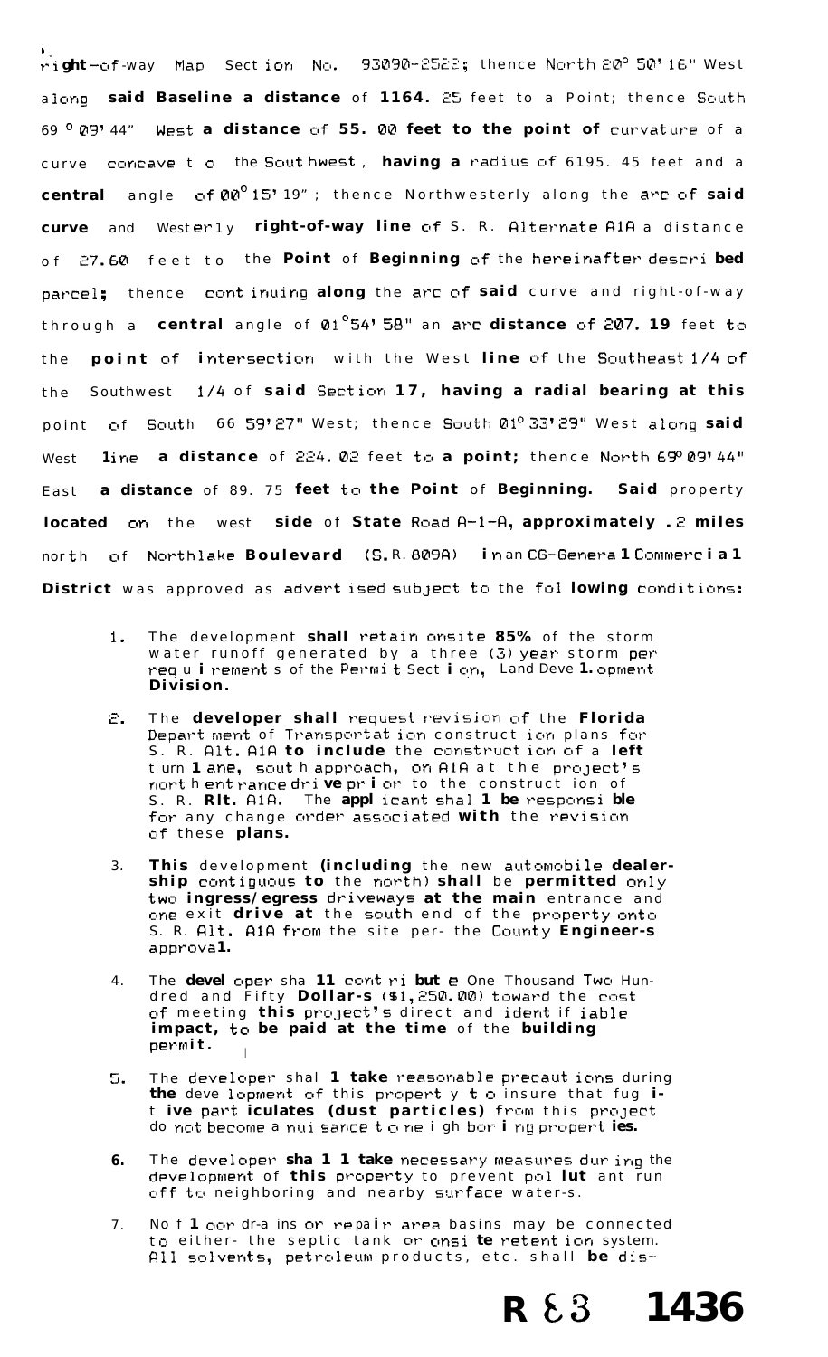right-of-way Map Section No. 93090-2522; thence North 20° 50' 16" West along said Baseline a distance of 1164.25 feet to a Point; thence South 69° 09' 44" West a distance of 55.00 feet to the point of curvature of a curve concave to the Southwest, having a radius of 6195.45 feet and a central angle of 00° 15' 19"; thence Northwesterly along the arc of said curve and Westerly right-of-way line of S. R. Alternate A1A a distance of 27.60 feet to the Point of Beginning of the hereinafter described parcel; thence continuing along the arc of said curve and right-of-way through a central angle of 01° 54' 58" an arc distance of 207.19 feet to the point of intersection with the West line of the Southeast 1/4 of the Southwest 1/4 of said Section 17, having a radial bearing at this point of South 66 59' 27" West; thence South 01° 33' 29" West along said West line a distance of 224.02 feet to a point; thence North 69° 09' 44" East a distance of 89.75 feet to the Point of Beginning. Said property located on the west side of State Road A-1-A, approximately .2 miles north of Northlake Boulevard (S.R. 809A) in an CG-General Commercial District was approved as advertised subject to the following conditions:

1. The development shall retain onsite 85% of the storm water runoff generated by a three (3) year storm per requirements of the Permit Section, Land Development Division.

2. The developer shall request revision of the Florida Department of Transportation construction plans for S. R. Alt. A1A to include the construction of a left turn lane, south approach, on A1A at the project's north entrance drive prior to the construction of S. R. Alt. A1A. The applicant shall be responsible for any change order associated with the revision of these plans.

3. This development (including the new automobile dealership contiguous to the north) shall be permitted only two ingress/egress driveways at the main entrance and one exit drive at the south end of the property onto S. R. Alt. A1A from the site per the County Engineer's approval.

4. The developer shall contribute One Thousand Two Hundred and Fifty Dollars ($1,250.00) toward the cost of meeting this project's direct and identifiable impact, to be paid at the time of the building permit.

5. The developer shall take reasonable precautions during the development of this property to insure that fugitive particulates (dust particles) from this project do not become a nuisance to neighboring properties.

6. The developer shall take necessary measures during the development of this property to prevent pollutant run off to neighboring and nearby surface waters.

7. No floor drains or repair area basins may be connected to either the septic tank or onsite retention system. All solvents, petroleum products, etc. shall be dis-

R 83 1436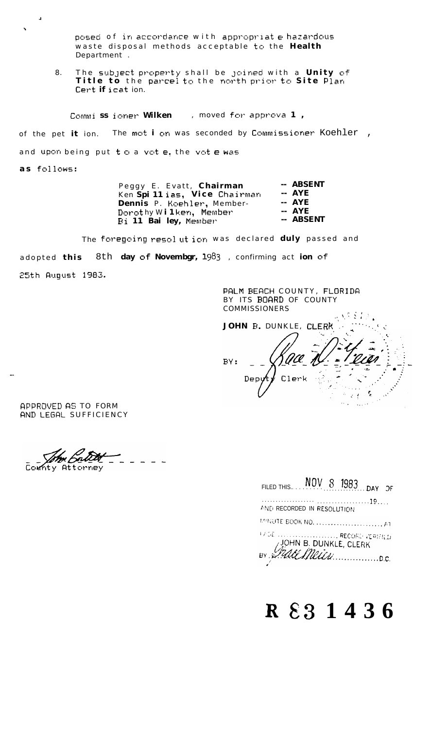posed of in accordance with appropriate hazardous waste disposal methods acceptable to the **Health** Department .

8. The subject property shall be joined with a **Unity** of **Title to** the parcel to the north prior to **Site** Plan Certification.

Commissioner **Wilken** , moved for approval, of the petition. The motion was seconded by Commissioner Koehler , and upon being put to a vote, the vote was **as** follows:

| | |
|---|---|
| Peggy E. Evatt, **Chairman** | -- **ABSENT** |
| Ken **Spillias, Vice** Chairman | -- **AYE** |
| **Dennis** P. Koehler, Member | -- **AYE** |
| Dorothy Wilken, Member | -- **AYE** |
| Bill **Bailey,** Member | -- **ABSENT** |

The foregoing resolution was declared **duly** passed and adopted **this** 8th **day of Novembgr,** 1983 , confirming action of 25th August 1983.

PALM BEACH COUNTY, FLORIDA
BY ITS BOARD OF COUNTY
COMMISSIONERS

**JOHN** B. DUNKLE, CLERK

BY: \_\_\_\_\_\_\_\_\_\_\_\_\_\_
Deputy Clerk

APPROVED AS TO FORM
AND LEGAL SUFFICIENCY

\_\_\_\_\_\_\_\_\_\_\_\_\_\_
County Attorney

FILED THIS NOV 8 1983 DAY OF ..........19....
AND RECORDED IN RESOLUTION
MINUTE BOOK NO. .................. AT
PAGE .................. RECORD VERIFIED
JOHN B. DUNKLE, CLERK
BY .................. D.C.

# R 83 1436